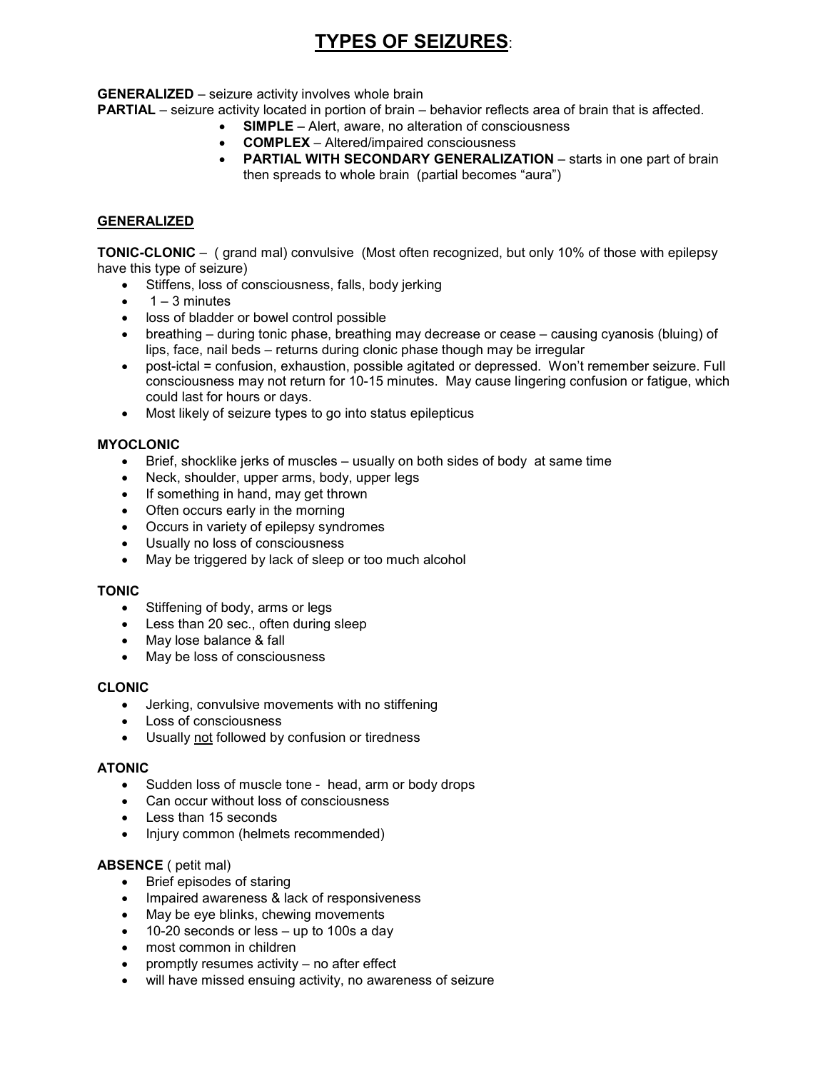# TYPES OF SEIZURES:

**GENERALIZED** – seizure activity involves whole brain

**PARTIAL** – seizure activity located in portion of brain – behavior reflects area of brain that is affected.

- **SIMPLE** – Alert, aware, no alteration of consciousness
- **COMPLEX** – Altered/impaired consciousness
- **PARTIAL WITH SECONDARY GENERALIZATION** – starts in one part of brain then spreads to whole brain (partial becomes "aura")

## GENERALIZED

**TONIC-CLONIC** – ( grand mal) convulsive (Most often recognized, but only 10% of those with epilepsy have this type of seizure)

- Stiffens, loss of consciousness, falls, body jerking
- 1 – 3 minutes
- loss of bladder or bowel control possible
- breathing – during tonic phase, breathing may decrease or cease – causing cyanosis (bluing) of lips, face, nail beds – returns during clonic phase though may be irregular
- post-ictal = confusion, exhaustion, possible agitated or depressed. Won't remember seizure. Full consciousness may not return for 10-15 minutes. May cause lingering confusion or fatigue, which could last for hours or days.
- Most likely of seizure types to go into status epilepticus

**MYOCLONIC**

- Brief, shocklike jerks of muscles – usually on both sides of body at same time
- Neck, shoulder, upper arms, body, upper legs
- If something in hand, may get thrown
- Often occurs early in the morning
- Occurs in variety of epilepsy syndromes
- Usually no loss of consciousness
- May be triggered by lack of sleep or too much alcohol

**TONIC**

- Stiffening of body, arms or legs
- Less than 20 sec., often during sleep
- May lose balance & fall
- May be loss of consciousness

**CLONIC**

- Jerking, convulsive movements with no stiffening
- Loss of consciousness
- Usually <u>not</u> followed by confusion or tiredness

**ATONIC**

- Sudden loss of muscle tone - head, arm or body drops
- Can occur without loss of consciousness
- Less than 15 seconds
- Injury common (helmets recommended)

**ABSENCE** ( petit mal)

- Brief episodes of staring
- Impaired awareness & lack of responsiveness
- May be eye blinks, chewing movements
- 10-20 seconds or less – up to 100s a day
- most common in children
- promptly resumes activity – no after effect
- will have missed ensuing activity, no awareness of seizure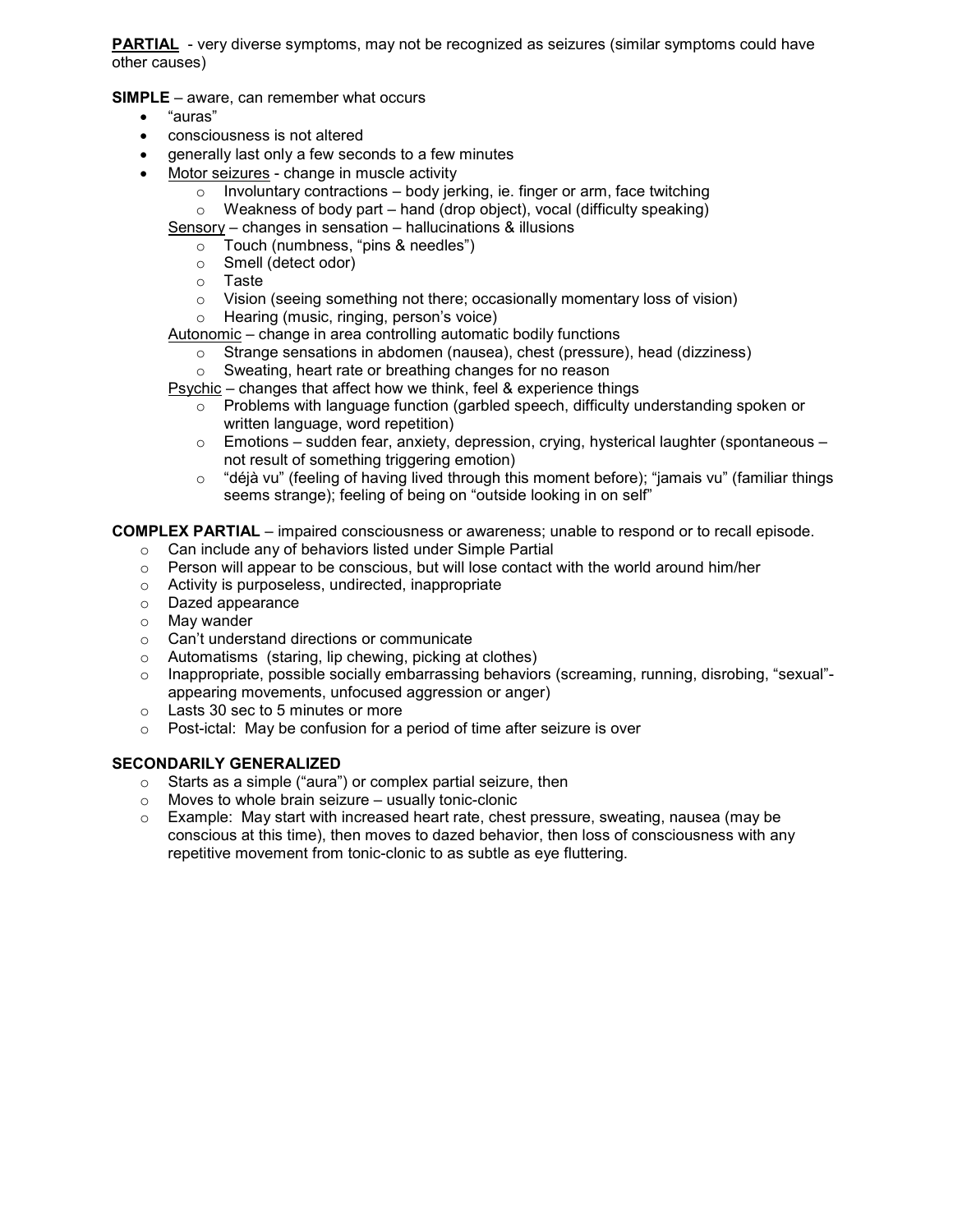**PARTIAL** - very diverse symptoms, may not be recognized as seizures (similar symptoms could have other causes)

**SIMPLE** – aware, can remember what occurs

- "auras"
- consciousness is not altered
- generally last only a few seconds to a few minutes
- Motor seizures - change in muscle activity
  - Involuntary contractions – body jerking, ie. finger or arm, face twitching
  - Weakness of body part – hand (drop object), vocal (difficulty speaking)

  Sensory – changes in sensation – hallucinations & illusions
  - Touch (numbness, "pins & needles")
  - Smell (detect odor)
  - Taste
  - Vision (seeing something not there; occasionally momentary loss of vision)
  - Hearing (music, ringing, person's voice)

  Autonomic – change in area controlling automatic bodily functions
  - Strange sensations in abdomen (nausea), chest (pressure), head (dizziness)
  - Sweating, heart rate or breathing changes for no reason

  Psychic – changes that affect how we think, feel & experience things
  - Problems with language function (garbled speech, difficulty understanding spoken or written language, word repetition)
  - Emotions – sudden fear, anxiety, depression, crying, hysterical laughter (spontaneous – not result of something triggering emotion)
  - "déjà vu" (feeling of having lived through this moment before); "jamais vu" (familiar things seems strange); feeling of being on "outside looking in on self"

**COMPLEX PARTIAL** – impaired consciousness or awareness; unable to respond or to recall episode.

- Can include any of behaviors listed under Simple Partial
- Person will appear to be conscious, but will lose contact with the world around him/her
- Activity is purposeless, undirected, inappropriate
- Dazed appearance
- May wander
- Can't understand directions or communicate
- Automatisms (staring, lip chewing, picking at clothes)
- Inappropriate, possible socially embarrassing behaviors (screaming, running, disrobing, "sexual"-appearing movements, unfocused aggression or anger)
- Lasts 30 sec to 5 minutes or more
- Post-ictal: May be confusion for a period of time after seizure is over

**SECONDARILY GENERALIZED**

- Starts as a simple ("aura") or complex partial seizure, then
- Moves to whole brain seizure – usually tonic-clonic
- Example: May start with increased heart rate, chest pressure, sweating, nausea (may be conscious at this time), then moves to dazed behavior, then loss of consciousness with any repetitive movement from tonic-clonic to as subtle as eye fluttering.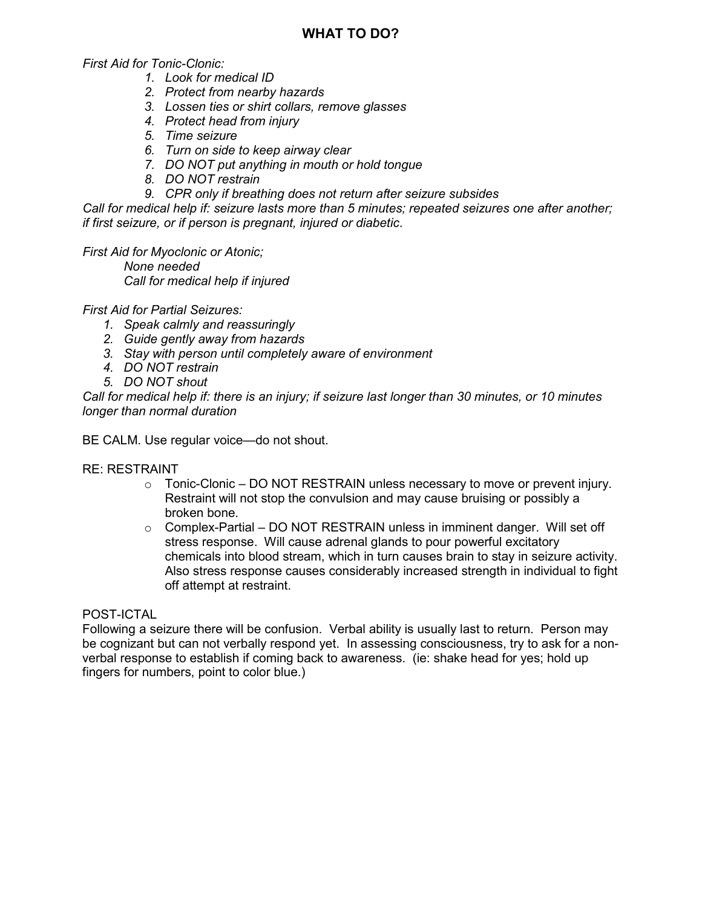## WHAT TO DO?

*First Aid for Tonic-Clonic:*

1. *Look for medical ID*
2. *Protect from nearby hazards*
3. *Lossen ties or shirt collars, remove glasses*
4. *Protect head from injury*
5. *Time seizure*
6. *Turn on side to keep airway clear*
7. *DO NOT put anything in mouth or hold tongue*
8. *DO NOT restrain*
9. *CPR only if breathing does not return after seizure subsides*

*Call for medical help if: seizure lasts more than 5 minutes; repeated seizures one after another; if first seizure, or if person is pregnant, injured or diabetic*.

*First Aid for Myoclonic or Atonic;*

*None needed*
*Call for medical help if injured*

*First Aid for Partial Seizures:*

1. *Speak calmly and reassuringly*
2. *Guide gently away from hazards*
3. *Stay with person until completely aware of environment*
4. *DO NOT restrain*
5. *DO NOT shout*

*Call for medical help if: there is an injury; if seizure last longer than 30 minutes, or 10 minutes longer than normal duration*

BE CALM. Use regular voice—do not shout.

RE: RESTRAINT

- Tonic-Clonic – DO NOT RESTRAIN unless necessary to move or prevent injury. Restraint will not stop the convulsion and may cause bruising or possibly a broken bone.
- Complex-Partial – DO NOT RESTRAIN unless in imminent danger. Will set off stress response. Will cause adrenal glands to pour powerful excitatory chemicals into blood stream, which in turn causes brain to stay in seizure activity. Also stress response causes considerably increased strength in individual to fight off attempt at restraint.

POST-ICTAL

Following a seizure there will be confusion. Verbal ability is usually last to return. Person may be cognizant but can not verbally respond yet. In assessing consciousness, try to ask for a non-verbal response to establish if coming back to awareness. (ie: shake head for yes; hold up fingers for numbers, point to color blue.)